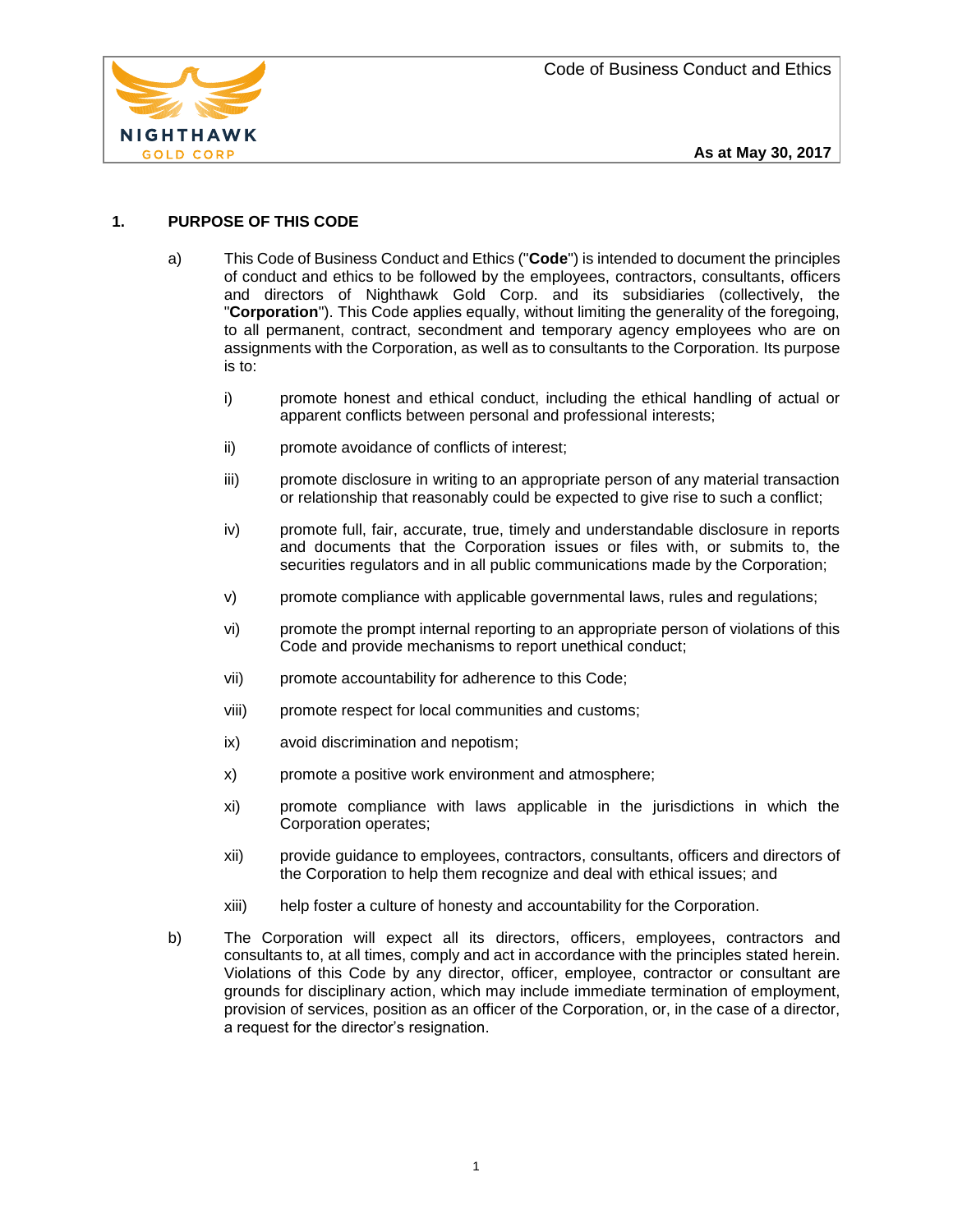## 1. PURPOSE OF THIS CODE

a) This Code of Business Conduct and Ethics ("**Code**") is intended to document the principles of conduct and ethics to be followed by the employees, contractors, consultants, officers and directors of Nighthawk Gold Corp. and its subsidiaries (collectively, the "**Corporation**"). This Code applies equally, without limiting the generality of the foregoing, to all permanent, contract, secondment and temporary agency employees who are on assignments with the Corporation, as well as to consultants to the Corporation. Its purpose is to:

   i) promote honest and ethical conduct, including the ethical handling of actual or apparent conflicts between personal and professional interests;

   ii) promote avoidance of conflicts of interest;

   iii) promote disclosure in writing to an appropriate person of any material transaction or relationship that reasonably could be expected to give rise to such a conflict;

   iv) promote full, fair, accurate, true, timely and understandable disclosure in reports and documents that the Corporation issues or files with, or submits to, the securities regulators and in all public communications made by the Corporation;

   v) promote compliance with applicable governmental laws, rules and regulations;

   vi) promote the prompt internal reporting to an appropriate person of violations of this Code and provide mechanisms to report unethical conduct;

   vii) promote accountability for adherence to this Code;

   viii) promote respect for local communities and customs;

   ix) avoid discrimination and nepotism;

   x) promote a positive work environment and atmosphere;

   xi) promote compliance with laws applicable in the jurisdictions in which the Corporation operates;

   xii) provide guidance to employees, contractors, consultants, officers and directors of the Corporation to help them recognize and deal with ethical issues; and

   xiii) help foster a culture of honesty and accountability for the Corporation.

b) The Corporation will expect all its directors, officers, employees, contractors and consultants to, at all times, comply and act in accordance with the principles stated herein. Violations of this Code by any director, officer, employee, contractor or consultant are grounds for disciplinary action, which may include immediate termination of employment, provision of services, position as an officer of the Corporation, or, in the case of a director, a request for the director's resignation.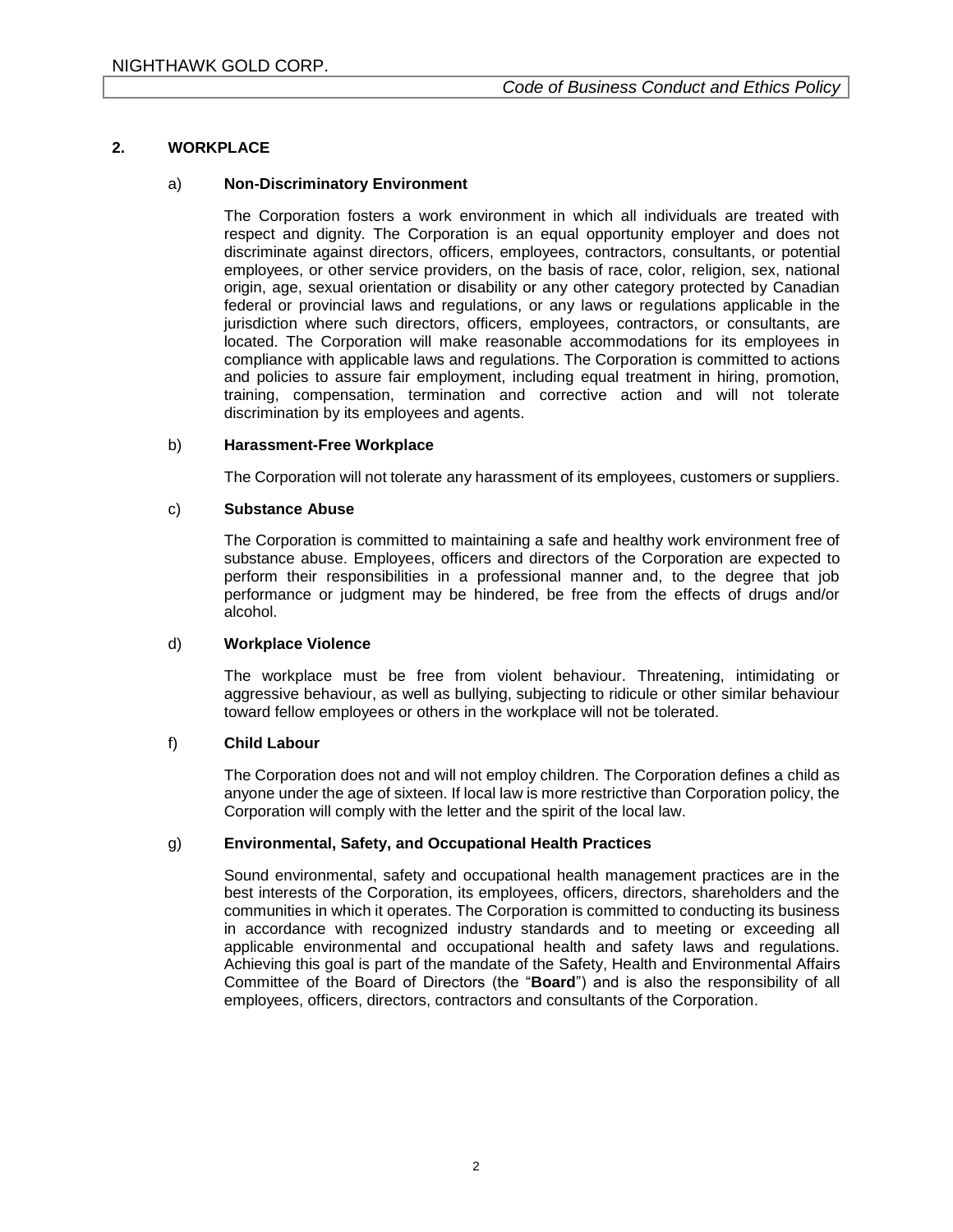## 2. WORKPLACE

### a) Non-Discriminatory Environment

The Corporation fosters a work environment in which all individuals are treated with respect and dignity. The Corporation is an equal opportunity employer and does not discriminate against directors, officers, employees, contractors, consultants, or potential employees, or other service providers, on the basis of race, color, religion, sex, national origin, age, sexual orientation or disability or any other category protected by Canadian federal or provincial laws and regulations, or any laws or regulations applicable in the jurisdiction where such directors, officers, employees, contractors, or consultants, are located. The Corporation will make reasonable accommodations for its employees in compliance with applicable laws and regulations. The Corporation is committed to actions and policies to assure fair employment, including equal treatment in hiring, promotion, training, compensation, termination and corrective action and will not tolerate discrimination by its employees and agents.

### b) Harassment-Free Workplace

The Corporation will not tolerate any harassment of its employees, customers or suppliers.

### c) Substance Abuse

The Corporation is committed to maintaining a safe and healthy work environment free of substance abuse. Employees, officers and directors of the Corporation are expected to perform their responsibilities in a professional manner and, to the degree that job performance or judgment may be hindered, be free from the effects of drugs and/or alcohol.

### d) Workplace Violence

The workplace must be free from violent behaviour. Threatening, intimidating or aggressive behaviour, as well as bullying, subjecting to ridicule or other similar behaviour toward fellow employees or others in the workplace will not be tolerated.

### f) Child Labour

The Corporation does not and will not employ children. The Corporation defines a child as anyone under the age of sixteen. If local law is more restrictive than Corporation policy, the Corporation will comply with the letter and the spirit of the local law.

### g) Environmental, Safety, and Occupational Health Practices

Sound environmental, safety and occupational health management practices are in the best interests of the Corporation, its employees, officers, directors, shareholders and the communities in which it operates. The Corporation is committed to conducting its business in accordance with recognized industry standards and to meeting or exceeding all applicable environmental and occupational health and safety laws and regulations. Achieving this goal is part of the mandate of the Safety, Health and Environmental Affairs Committee of the Board of Directors (the "**Board**") and is also the responsibility of all employees, officers, directors, contractors and consultants of the Corporation.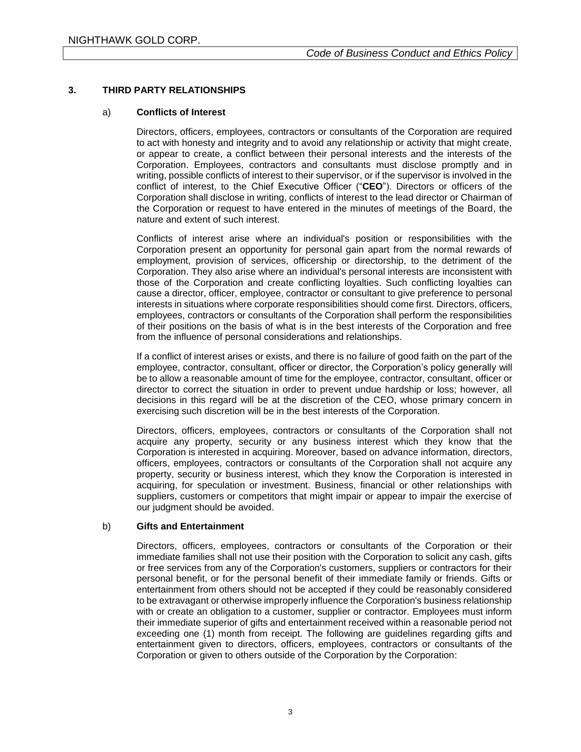## 3. THIRD PARTY RELATIONSHIPS

### a) Conflicts of Interest

Directors, officers, employees, contractors or consultants of the Corporation are required to act with honesty and integrity and to avoid any relationship or activity that might create, or appear to create, a conflict between their personal interests and the interests of the Corporation. Employees, contractors and consultants must disclose promptly and in writing, possible conflicts of interest to their supervisor, or if the supervisor is involved in the conflict of interest, to the Chief Executive Officer ("**CEO**"). Directors or officers of the Corporation shall disclose in writing, conflicts of interest to the lead director or Chairman of the Corporation or request to have entered in the minutes of meetings of the Board, the nature and extent of such interest.

Conflicts of interest arise where an individual's position or responsibilities with the Corporation present an opportunity for personal gain apart from the normal rewards of employment, provision of services, officership or directorship, to the detriment of the Corporation. They also arise where an individual's personal interests are inconsistent with those of the Corporation and create conflicting loyalties. Such conflicting loyalties can cause a director, officer, employee, contractor or consultant to give preference to personal interests in situations where corporate responsibilities should come first. Directors, officers, employees, contractors or consultants of the Corporation shall perform the responsibilities of their positions on the basis of what is in the best interests of the Corporation and free from the influence of personal considerations and relationships.

If a conflict of interest arises or exists, and there is no failure of good faith on the part of the employee, contractor, consultant, officer or director, the Corporation's policy generally will be to allow a reasonable amount of time for the employee, contractor, consultant, officer or director to correct the situation in order to prevent undue hardship or loss; however, all decisions in this regard will be at the discretion of the CEO, whose primary concern in exercising such discretion will be in the best interests of the Corporation.

Directors, officers, employees, contractors or consultants of the Corporation shall not acquire any property, security or any business interest which they know that the Corporation is interested in acquiring. Moreover, based on advance information, directors, officers, employees, contractors or consultants of the Corporation shall not acquire any property, security or business interest, which they know the Corporation is interested in acquiring, for speculation or investment. Business, financial or other relationships with suppliers, customers or competitors that might impair or appear to impair the exercise of our judgment should be avoided.

### b) Gifts and Entertainment

Directors, officers, employees, contractors or consultants of the Corporation or their immediate families shall not use their position with the Corporation to solicit any cash, gifts or free services from any of the Corporation's customers, suppliers or contractors for their personal benefit, or for the personal benefit of their immediate family or friends. Gifts or entertainment from others should not be accepted if they could be reasonably considered to be extravagant or otherwise improperly influence the Corporation's business relationship with or create an obligation to a customer, supplier or contractor. Employees must inform their immediate superior of gifts and entertainment received within a reasonable period not exceeding one (1) month from receipt. The following are guidelines regarding gifts and entertainment given to directors, officers, employees, contractors or consultants of the Corporation or given to others outside of the Corporation by the Corporation: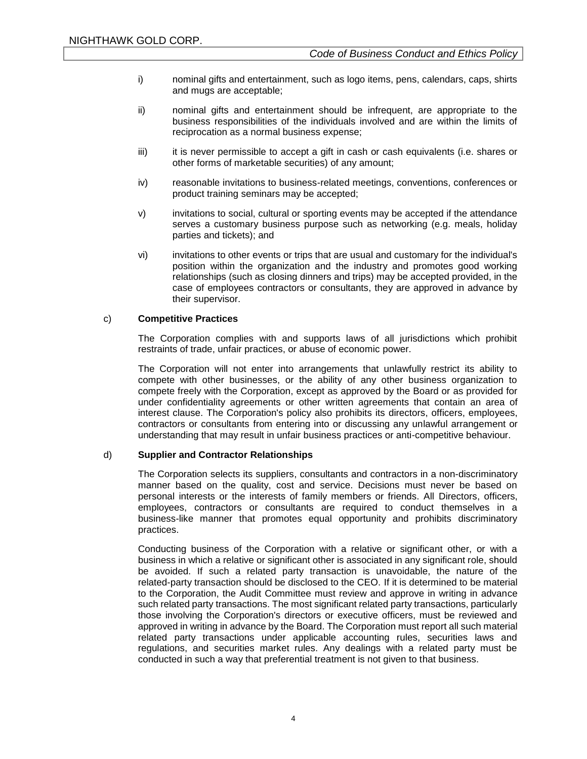i) nominal gifts and entertainment, such as logo items, pens, calendars, caps, shirts and mugs are acceptable;

ii) nominal gifts and entertainment should be infrequent, are appropriate to the business responsibilities of the individuals involved and are within the limits of reciprocation as a normal business expense;

iii) it is never permissible to accept a gift in cash or cash equivalents (i.e. shares or other forms of marketable securities) of any amount;

iv) reasonable invitations to business-related meetings, conventions, conferences or product training seminars may be accepted;

v) invitations to social, cultural or sporting events may be accepted if the attendance serves a customary business purpose such as networking (e.g. meals, holiday parties and tickets); and

vi) invitations to other events or trips that are usual and customary for the individual's position within the organization and the industry and promotes good working relationships (such as closing dinners and trips) may be accepted provided, in the case of employees contractors or consultants, they are approved in advance by their supervisor.

c) **Competitive Practices**

The Corporation complies with and supports laws of all jurisdictions which prohibit restraints of trade, unfair practices, or abuse of economic power.

The Corporation will not enter into arrangements that unlawfully restrict its ability to compete with other businesses, or the ability of any other business organization to compete freely with the Corporation, except as approved by the Board or as provided for under confidentiality agreements or other written agreements that contain an area of interest clause. The Corporation's policy also prohibits its directors, officers, employees, contractors or consultants from entering into or discussing any unlawful arrangement or understanding that may result in unfair business practices or anti-competitive behaviour.

d) **Supplier and Contractor Relationships**

The Corporation selects its suppliers, consultants and contractors in a non-discriminatory manner based on the quality, cost and service. Decisions must never be based on personal interests or the interests of family members or friends. All Directors, officers, employees, contractors or consultants are required to conduct themselves in a business-like manner that promotes equal opportunity and prohibits discriminatory practices.

Conducting business of the Corporation with a relative or significant other, or with a business in which a relative or significant other is associated in any significant role, should be avoided. If such a related party transaction is unavoidable, the nature of the related-party transaction should be disclosed to the CEO. If it is determined to be material to the Corporation, the Audit Committee must review and approve in writing in advance such related party transactions. The most significant related party transactions, particularly those involving the Corporation's directors or executive officers, must be reviewed and approved in writing in advance by the Board. The Corporation must report all such material related party transactions under applicable accounting rules, securities laws and regulations, and securities market rules. Any dealings with a related party must be conducted in such a way that preferential treatment is not given to that business.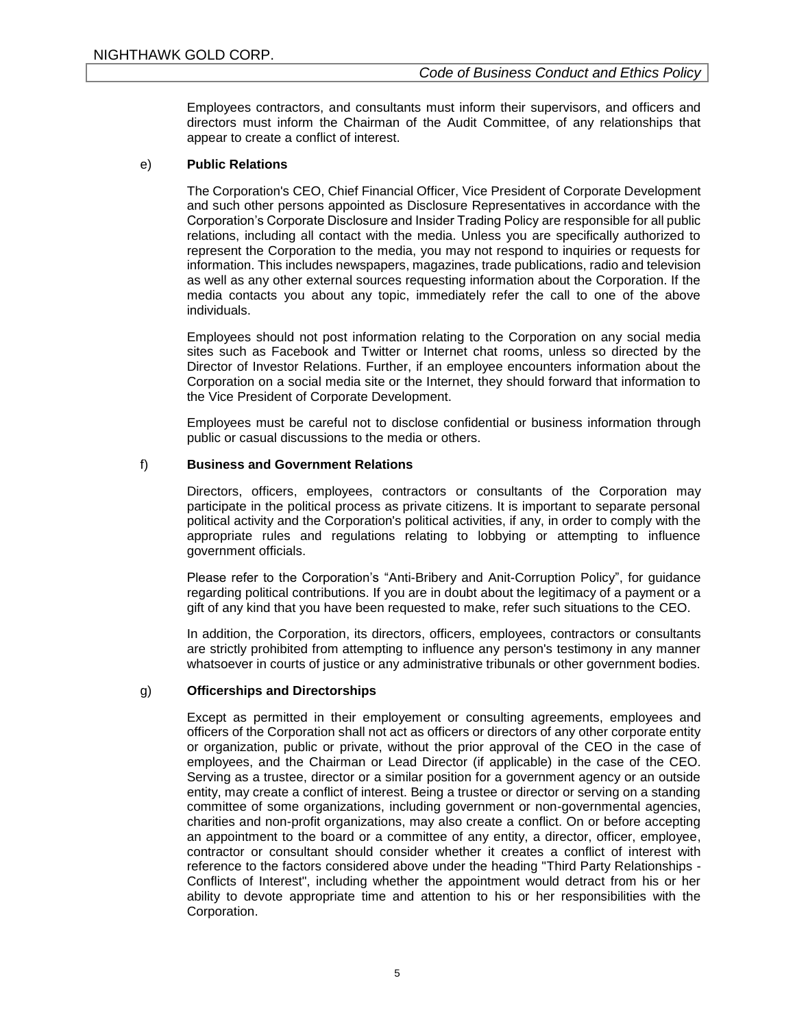Employees contractors, and consultants must inform their supervisors, and officers and directors must inform the Chairman of the Audit Committee, of any relationships that appear to create a conflict of interest.

e) **Public Relations**

The Corporation's CEO, Chief Financial Officer, Vice President of Corporate Development and such other persons appointed as Disclosure Representatives in accordance with the Corporation's Corporate Disclosure and Insider Trading Policy are responsible for all public relations, including all contact with the media. Unless you are specifically authorized to represent the Corporation to the media, you may not respond to inquiries or requests for information. This includes newspapers, magazines, trade publications, radio and television as well as any other external sources requesting information about the Corporation. If the media contacts you about any topic, immediately refer the call to one of the above individuals.

Employees should not post information relating to the Corporation on any social media sites such as Facebook and Twitter or Internet chat rooms, unless so directed by the Director of Investor Relations. Further, if an employee encounters information about the Corporation on a social media site or the Internet, they should forward that information to the Vice President of Corporate Development.

Employees must be careful not to disclose confidential or business information through public or casual discussions to the media or others.

f) **Business and Government Relations**

Directors, officers, employees, contractors or consultants of the Corporation may participate in the political process as private citizens. It is important to separate personal political activity and the Corporation's political activities, if any, in order to comply with the appropriate rules and regulations relating to lobbying or attempting to influence government officials.

Please refer to the Corporation's "Anti-Bribery and Anit-Corruption Policy", for guidance regarding political contributions. If you are in doubt about the legitimacy of a payment or a gift of any kind that you have been requested to make, refer such situations to the CEO.

In addition, the Corporation, its directors, officers, employees, contractors or consultants are strictly prohibited from attempting to influence any person's testimony in any manner whatsoever in courts of justice or any administrative tribunals or other government bodies.

g) **Officerships and Directorships**

Except as permitted in their employement or consulting agreements, employees and officers of the Corporation shall not act as officers or directors of any other corporate entity or organization, public or private, without the prior approval of the CEO in the case of employees, and the Chairman or Lead Director (if applicable) in the case of the CEO. Serving as a trustee, director or a similar position for a government agency or an outside entity, may create a conflict of interest. Being a trustee or director or serving on a standing committee of some organizations, including government or non-governmental agencies, charities and non-profit organizations, may also create a conflict. On or before accepting an appointment to the board or a committee of any entity, a director, officer, employee, contractor or consultant should consider whether it creates a conflict of interest with reference to the factors considered above under the heading "Third Party Relationships - Conflicts of Interest", including whether the appointment would detract from his or her ability to devote appropriate time and attention to his or her responsibilities with the Corporation.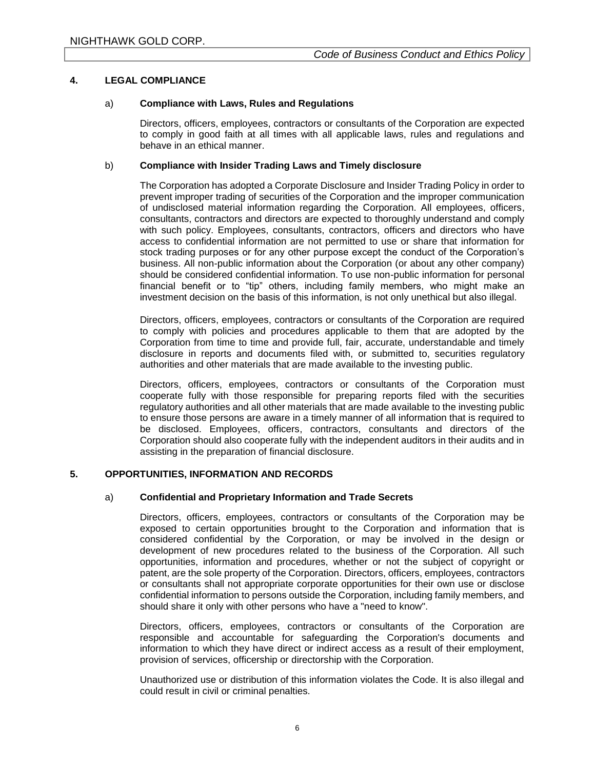## 4. LEGAL COMPLIANCE

### a) Compliance with Laws, Rules and Regulations

Directors, officers, employees, contractors or consultants of the Corporation are expected to comply in good faith at all times with all applicable laws, rules and regulations and behave in an ethical manner.

### b) Compliance with Insider Trading Laws and Timely disclosure

The Corporation has adopted a Corporate Disclosure and Insider Trading Policy in order to prevent improper trading of securities of the Corporation and the improper communication of undisclosed material information regarding the Corporation. All employees, officers, consultants, contractors and directors are expected to thoroughly understand and comply with such policy. Employees, consultants, contractors, officers and directors who have access to confidential information are not permitted to use or share that information for stock trading purposes or for any other purpose except the conduct of the Corporation's business. All non-public information about the Corporation (or about any other company) should be considered confidential information. To use non-public information for personal financial benefit or to "tip" others, including family members, who might make an investment decision on the basis of this information, is not only unethical but also illegal.

Directors, officers, employees, contractors or consultants of the Corporation are required to comply with policies and procedures applicable to them that are adopted by the Corporation from time to time and provide full, fair, accurate, understandable and timely disclosure in reports and documents filed with, or submitted to, securities regulatory authorities and other materials that are made available to the investing public.

Directors, officers, employees, contractors or consultants of the Corporation must cooperate fully with those responsible for preparing reports filed with the securities regulatory authorities and all other materials that are made available to the investing public to ensure those persons are aware in a timely manner of all information that is required to be disclosed. Employees, officers, contractors, consultants and directors of the Corporation should also cooperate fully with the independent auditors in their audits and in assisting in the preparation of financial disclosure.

## 5. OPPORTUNITIES, INFORMATION AND RECORDS

### a) Confidential and Proprietary Information and Trade Secrets

Directors, officers, employees, contractors or consultants of the Corporation may be exposed to certain opportunities brought to the Corporation and information that is considered confidential by the Corporation, or may be involved in the design or development of new procedures related to the business of the Corporation. All such opportunities, information and procedures, whether or not the subject of copyright or patent, are the sole property of the Corporation. Directors, officers, employees, contractors or consultants shall not appropriate corporate opportunities for their own use or disclose confidential information to persons outside the Corporation, including family members, and should share it only with other persons who have a "need to know".

Directors, officers, employees, contractors or consultants of the Corporation are responsible and accountable for safeguarding the Corporation's documents and information to which they have direct or indirect access as a result of their employment, provision of services, officership or directorship with the Corporation.

Unauthorized use or distribution of this information violates the Code. It is also illegal and could result in civil or criminal penalties.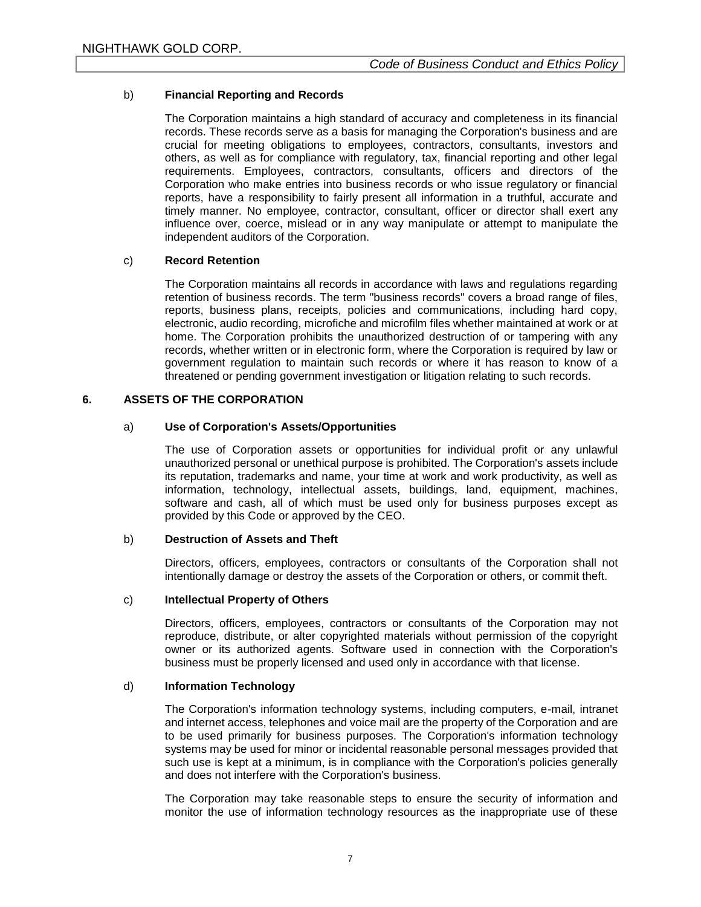b) **Financial Reporting and Records**

The Corporation maintains a high standard of accuracy and completeness in its financial records. These records serve as a basis for managing the Corporation's business and are crucial for meeting obligations to employees, contractors, consultants, investors and others, as well as for compliance with regulatory, tax, financial reporting and other legal requirements. Employees, contractors, consultants, officers and directors of the Corporation who make entries into business records or who issue regulatory or financial reports, have a responsibility to fairly present all information in a truthful, accurate and timely manner. No employee, contractor, consultant, officer or director shall exert any influence over, coerce, mislead or in any way manipulate or attempt to manipulate the independent auditors of the Corporation.

c) **Record Retention**

The Corporation maintains all records in accordance with laws and regulations regarding retention of business records. The term "business records" covers a broad range of files, reports, business plans, receipts, policies and communications, including hard copy, electronic, audio recording, microfiche and microfilm files whether maintained at work or at home. The Corporation prohibits the unauthorized destruction of or tampering with any records, whether written or in electronic form, where the Corporation is required by law or government regulation to maintain such records or where it has reason to know of a threatened or pending government investigation or litigation relating to such records.

## 6. ASSETS OF THE CORPORATION

a) **Use of Corporation's Assets/Opportunities**

The use of Corporation assets or opportunities for individual profit or any unlawful unauthorized personal or unethical purpose is prohibited. The Corporation's assets include its reputation, trademarks and name, your time at work and work productivity, as well as information, technology, intellectual assets, buildings, land, equipment, machines, software and cash, all of which must be used only for business purposes except as provided by this Code or approved by the CEO.

b) **Destruction of Assets and Theft**

Directors, officers, employees, contractors or consultants of the Corporation shall not intentionally damage or destroy the assets of the Corporation or others, or commit theft.

c) **Intellectual Property of Others**

Directors, officers, employees, contractors or consultants of the Corporation may not reproduce, distribute, or alter copyrighted materials without permission of the copyright owner or its authorized agents. Software used in connection with the Corporation's business must be properly licensed and used only in accordance with that license.

d) **Information Technology**

The Corporation's information technology systems, including computers, e-mail, intranet and internet access, telephones and voice mail are the property of the Corporation and are to be used primarily for business purposes. The Corporation's information technology systems may be used for minor or incidental reasonable personal messages provided that such use is kept at a minimum, is in compliance with the Corporation's policies generally and does not interfere with the Corporation's business.

The Corporation may take reasonable steps to ensure the security of information and monitor the use of information technology resources as the inappropriate use of these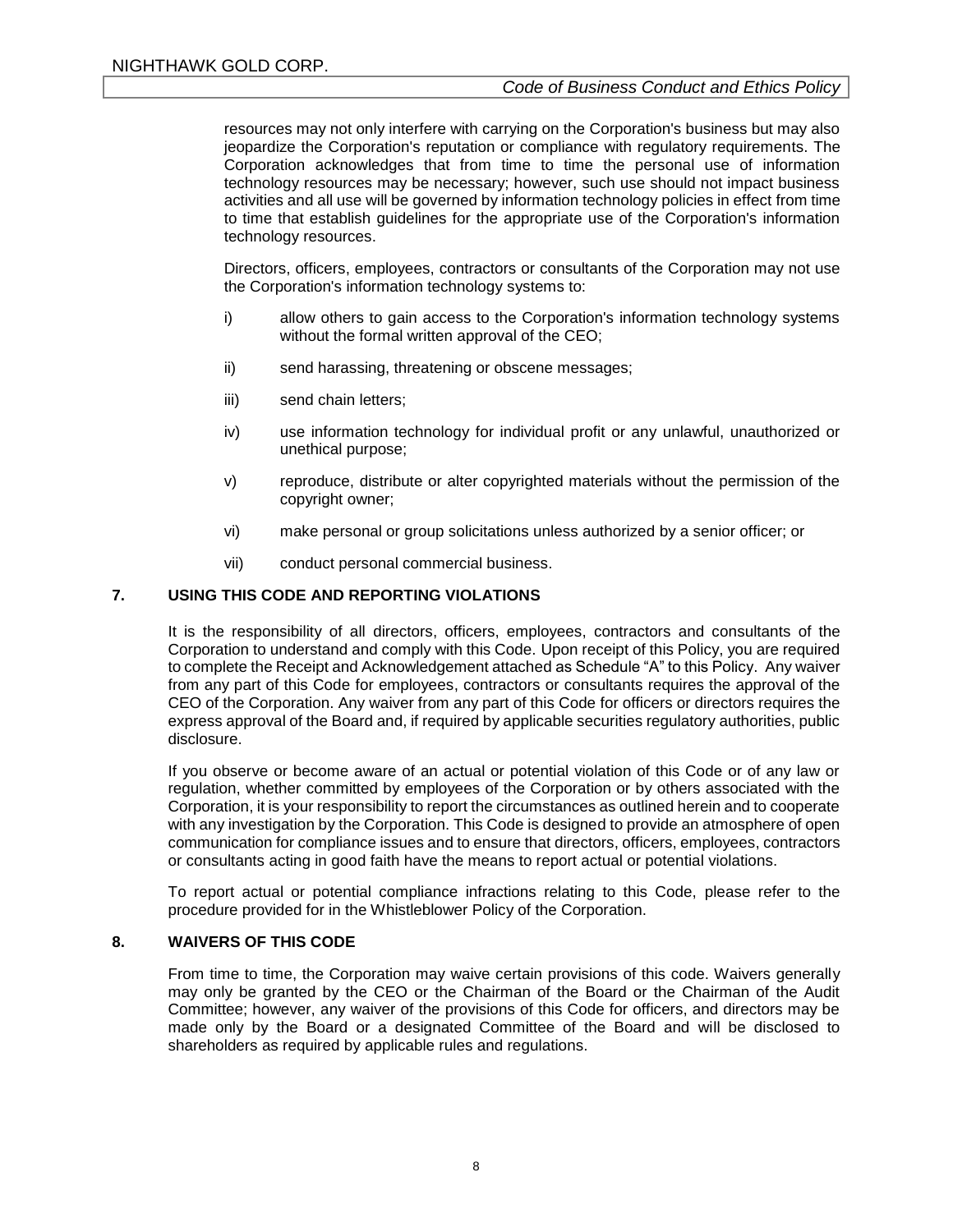resources may not only interfere with carrying on the Corporation's business but may also jeopardize the Corporation's reputation or compliance with regulatory requirements. The Corporation acknowledges that from time to time the personal use of information technology resources may be necessary; however, such use should not impact business activities and all use will be governed by information technology policies in effect from time to time that establish guidelines for the appropriate use of the Corporation's information technology resources.

Directors, officers, employees, contractors or consultants of the Corporation may not use the Corporation's information technology systems to:

i) allow others to gain access to the Corporation's information technology systems without the formal written approval of the CEO;

ii) send harassing, threatening or obscene messages;

iii) send chain letters;

iv) use information technology for individual profit or any unlawful, unauthorized or unethical purpose;

v) reproduce, distribute or alter copyrighted materials without the permission of the copyright owner;

vi) make personal or group solicitations unless authorized by a senior officer; or

vii) conduct personal commercial business.

## 7. USING THIS CODE AND REPORTING VIOLATIONS

It is the responsibility of all directors, officers, employees, contractors and consultants of the Corporation to understand and comply with this Code. Upon receipt of this Policy, you are required to complete the Receipt and Acknowledgement attached as Schedule "A" to this Policy. Any waiver from any part of this Code for employees, contractors or consultants requires the approval of the CEO of the Corporation. Any waiver from any part of this Code for officers or directors requires the express approval of the Board and, if required by applicable securities regulatory authorities, public disclosure.

If you observe or become aware of an actual or potential violation of this Code or of any law or regulation, whether committed by employees of the Corporation or by others associated with the Corporation, it is your responsibility to report the circumstances as outlined herein and to cooperate with any investigation by the Corporation. This Code is designed to provide an atmosphere of open communication for compliance issues and to ensure that directors, officers, employees, contractors or consultants acting in good faith have the means to report actual or potential violations.

To report actual or potential compliance infractions relating to this Code, please refer to the procedure provided for in the Whistleblower Policy of the Corporation.

## 8. WAIVERS OF THIS CODE

From time to time, the Corporation may waive certain provisions of this code. Waivers generally may only be granted by the CEO or the Chairman of the Board or the Chairman of the Audit Committee; however, any waiver of the provisions of this Code for officers, and directors may be made only by the Board or a designated Committee of the Board and will be disclosed to shareholders as required by applicable rules and regulations.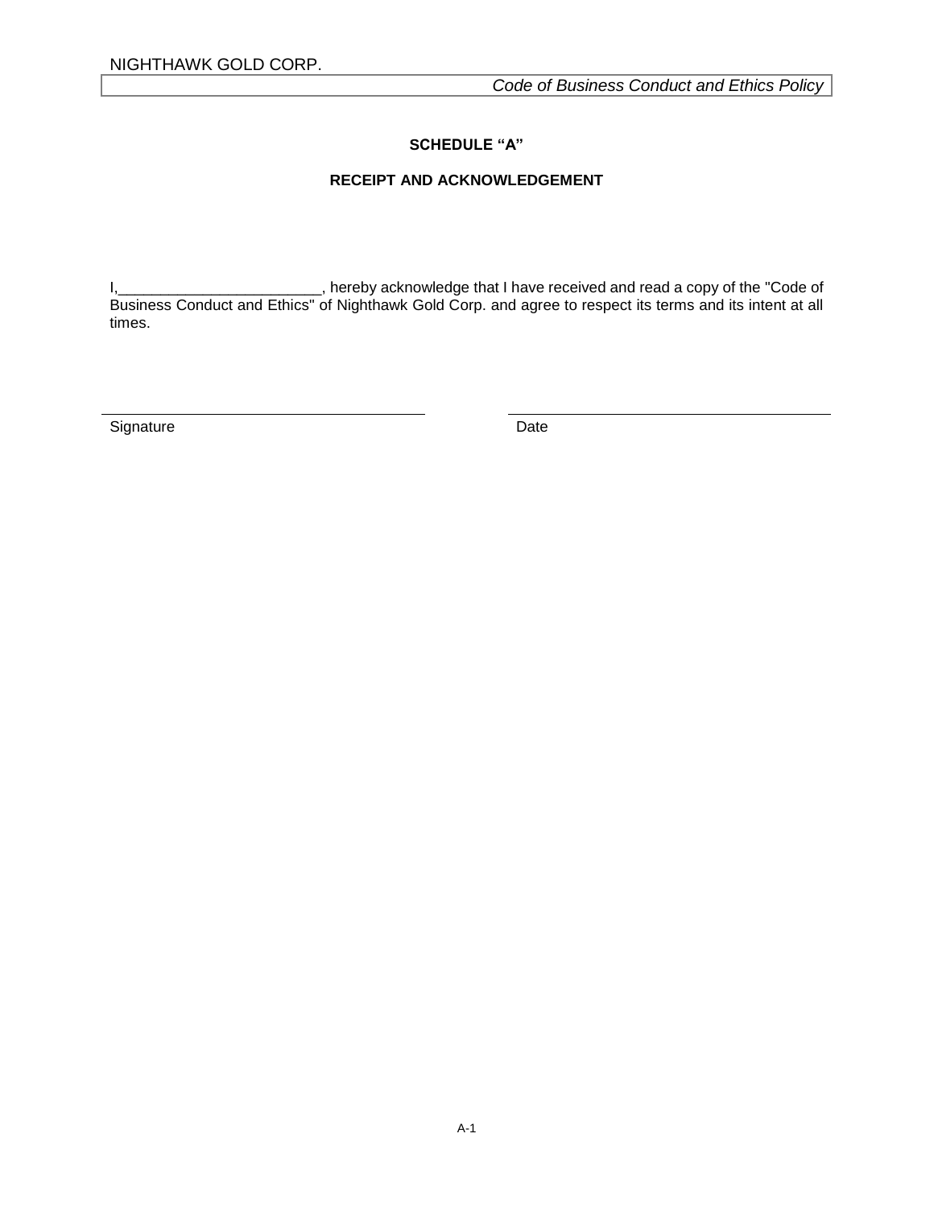## SCHEDULE "A"

## RECEIPT AND ACKNOWLEDGEMENT

I,________________________, hereby acknowledge that I have received and read a copy of the "Code of Business Conduct and Ethics" of Nighthawk Gold Corp. and agree to respect its terms and its intent at all times.

| | |
|---|---|
| ______________________________ | ______________________________ |
| Signature | Date |